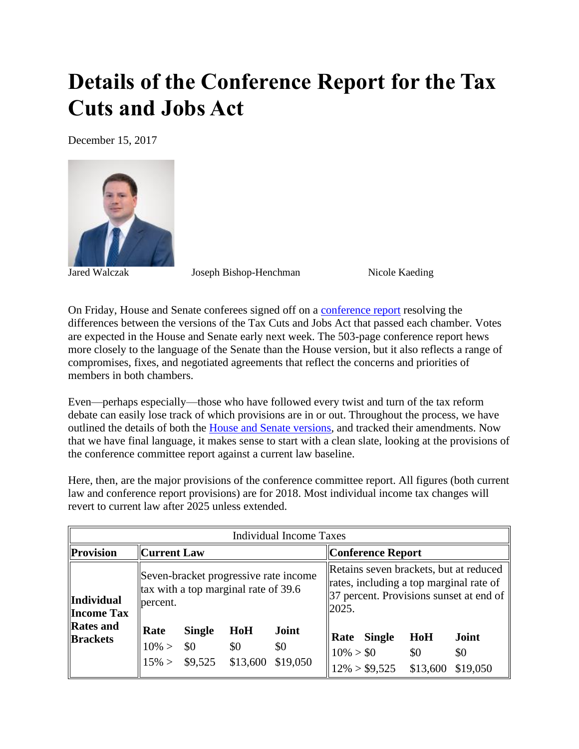# Details of the Conference Report for the Tax Cuts and Jobs Act

December 15, 2017

Jared Walczak Joseph Bishop-Henchman Nicole Kaeding

On Friday, House and Senate conferees signed off on a conference report resolving the differences between the versions of the Tax Cuts and Jobs Act that passed each chamber. Votes are expected in the House and Senate early next week. The 503-page conference report hews more closely to the language of the Senate than the House version, but it also reflects a range of compromises, fixes, and negotiated agreements that reflect the concerns and priorities of members in both chambers.

Even—perhaps especially—those who have followed every twist and turn of the tax reform debate can easily lose track of which provisions are in or out. Throughout the process, we have outlined the details of both the House and Senate versions, and tracked their amendments. Now that we have final language, it makes sense to start with a clean slate, looking at the provisions of the conference committee report against a current law baseline.

Here, then, are the major provisions of the conference committee report. All figures (both current law and conference report provisions) are for 2018. Most individual income tax changes will revert to current law after 2025 unless extended.

| Individual Income Taxes | | |
|---|---|---|
| **Provision** | **Current Law** | **Conference Report** |
| **Individual Income Tax Rates and Brackets** | Seven-bracket progressive rate income tax with a top marginal rate of 39.6 percent.<br><br>**Rate** **Single** **HoH** **Joint**<br>10% > $0 $0 $0<br>15% > $9,525 $13,600 $19,050 | Retains seven brackets, but at reduced rates, including a top marginal rate of 37 percent. Provisions sunset at end of 2025.<br><br>**Rate** **Single** **HoH** **Joint**<br>10% > $0 $0 $0<br>12% > $9,525 $13,600 $19,050 |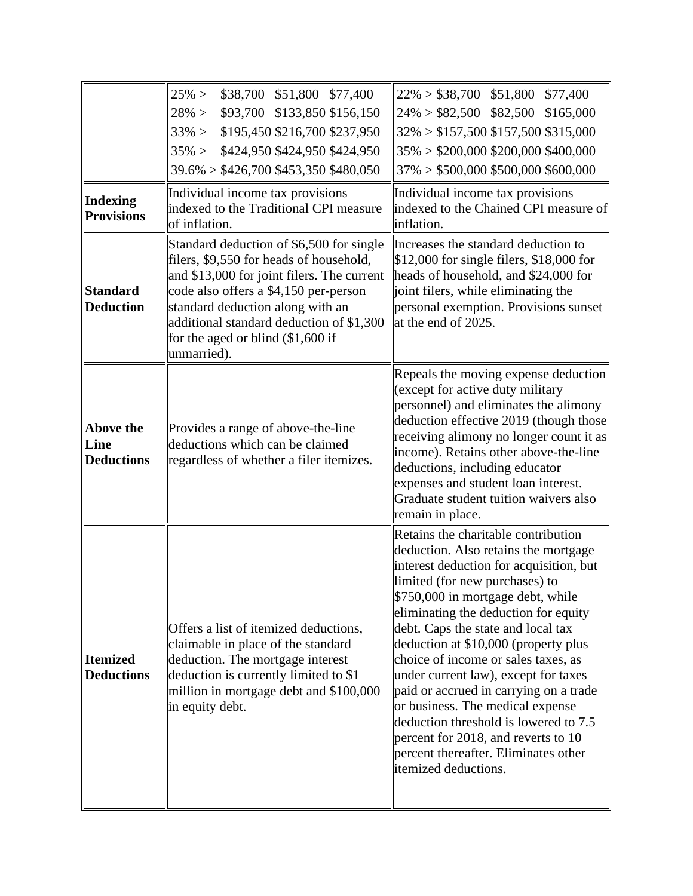| | | |
|---|---|---|
| | 25% > $38,700 $51,800 $77,400<br>28% > $93,700 $133,850 $156,150<br>33% > $195,450 $216,700 $237,950<br>35% > $424,950 $424,950 $424,950<br>39.6% > $426,700 $453,350 $480,050 | 22% > $38,700 $51,800 $77,400<br>24% > $82,500 $82,500 $165,000<br>32% > $157,500 $157,500 $315,000<br>35% > $200,000 $200,000 $400,000<br>37% > $500,000 $500,000 $600,000 |
| **Indexing Provisions** | Individual income tax provisions indexed to the Traditional CPI measure of inflation. | Individual income tax provisions indexed to the Chained CPI measure of inflation. |
| **Standard Deduction** | Standard deduction of $6,500 for single filers, $9,550 for heads of household, and $13,000 for joint filers. The current code also offers a $4,150 per-person standard deduction along with an additional standard deduction of $1,300 for the aged or blind ($1,600 if unmarried). | Increases the standard deduction to $12,000 for single filers, $18,000 for heads of household, and $24,000 for joint filers, while eliminating the personal exemption. Provisions sunset at the end of 2025. |
| **Above the Line Deductions** | Provides a range of above-the-line deductions which can be claimed regardless of whether a filer itemizes. | Repeals the moving expense deduction (except for active duty military personnel) and eliminates the alimony deduction effective 2019 (though those receiving alimony no longer count it as income). Retains other above-the-line deductions, including educator expenses and student loan interest. Graduate student tuition waivers also remain in place. |
| **Itemized Deductions** | Offers a list of itemized deductions, claimable in place of the standard deduction. The mortgage interest deduction is currently limited to $1 million in mortgage debt and $100,000 in equity debt. | Retains the charitable contribution deduction. Also retains the mortgage interest deduction for acquisition, but limited (for new purchases) to $750,000 in mortgage debt, while eliminating the deduction for equity debt. Caps the state and local tax deduction at $10,000 (property plus choice of income or sales taxes, as under current law), except for taxes paid or accrued in carrying on a trade or business. The medical expense deduction threshold is lowered to 7.5 percent for 2018, and reverts to 10 percent thereafter. Eliminates other itemized deductions. |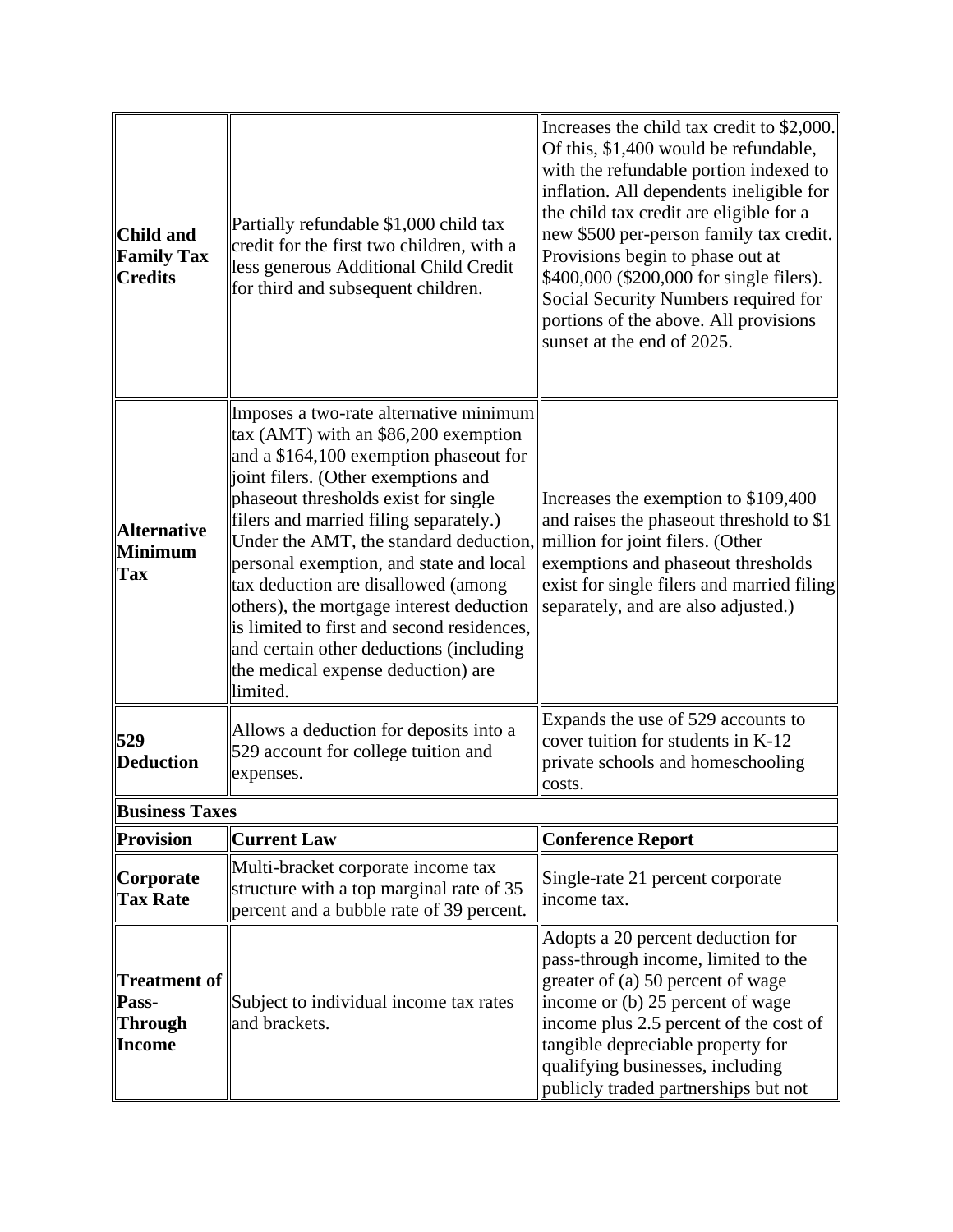| | | |
|---|---|---|
| **Child and Family Tax Credits** | Partially refundable $1,000 child tax credit for the first two children, with a less generous Additional Child Credit for third and subsequent children. | Increases the child tax credit to $2,000. Of this, $1,400 would be refundable, with the refundable portion indexed to inflation. All dependents ineligible for the child tax credit are eligible for a new $500 per-person family tax credit. Provisions begin to phase out at $400,000 ($200,000 for single filers). Social Security Numbers required for portions of the above. All provisions sunset at the end of 2025. |
| **Alternative Minimum Tax** | Imposes a two-rate alternative minimum tax (AMT) with an $86,200 exemption and a $164,100 exemption phaseout for joint filers. (Other exemptions and phaseout thresholds exist for single filers and married filing separately.) Under the AMT, the standard deduction, personal exemption, and state and local tax deduction are disallowed (among others), the mortgage interest deduction is limited to first and second residences, and certain other deductions (including the medical expense deduction) are limited. | Increases the exemption to $109,400 and raises the phaseout threshold to $1 million for joint filers. (Other exemptions and phaseout thresholds exist for single filers and married filing separately, and are also adjusted.) |
| **529 Deduction** | Allows a deduction for deposits into a 529 account for college tuition and expenses. | Expands the use of 529 accounts to cover tuition for students in K-12 private schools and homeschooling costs. |
| **Business Taxes** | | |
| **Provision** | **Current Law** | **Conference Report** |
| **Corporate Tax Rate** | Multi-bracket corporate income tax structure with a top marginal rate of 35 percent and a bubble rate of 39 percent. | Single-rate 21 percent corporate income tax. |
| **Treatment of Pass-Through Income** | Subject to individual income tax rates and brackets. | Adopts a 20 percent deduction for pass-through income, limited to the greater of (a) 50 percent of wage income or (b) 25 percent of wage income plus 2.5 percent of the cost of tangible depreciable property for qualifying businesses, including publicly traded partnerships but not |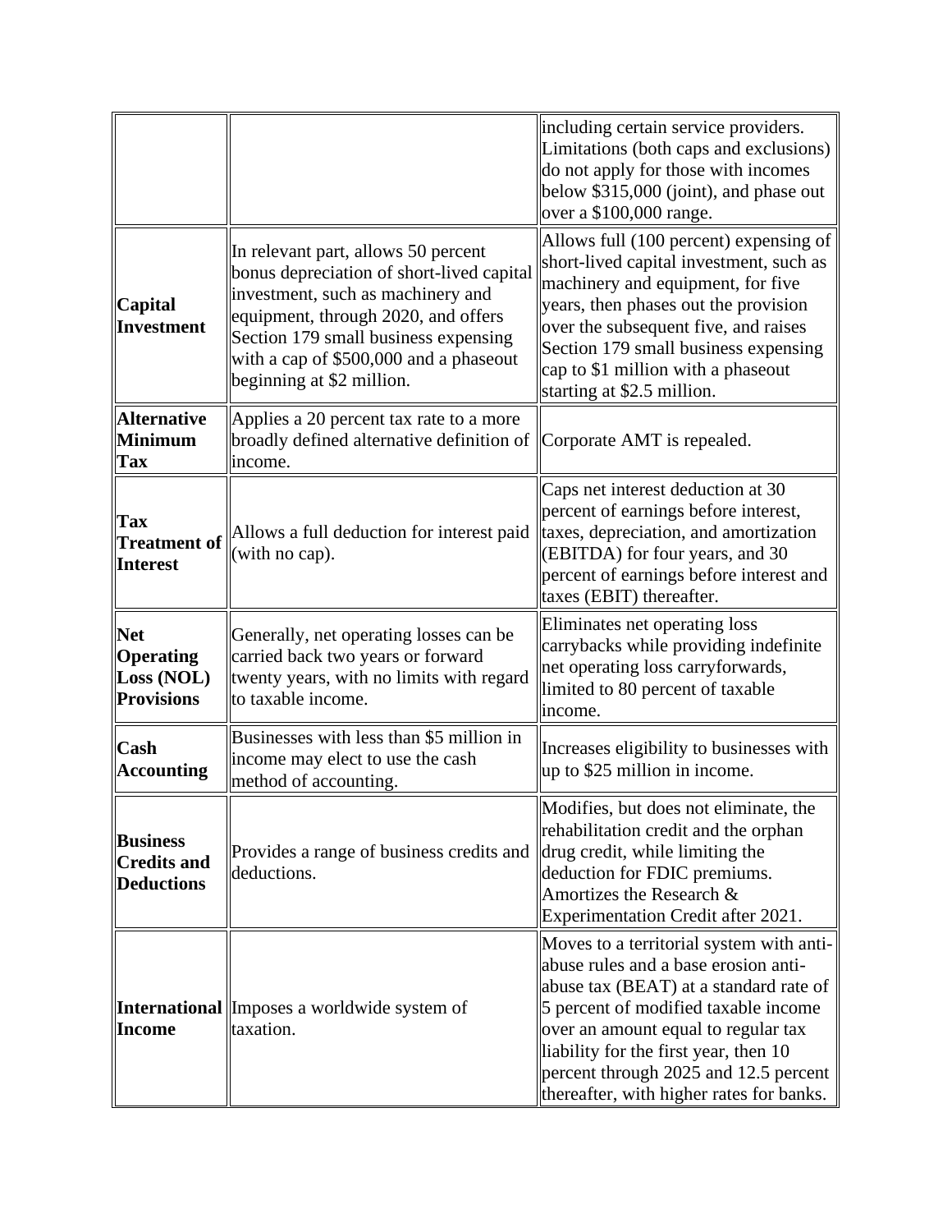| | | |
|---|---|---|
| | | including certain service providers. Limitations (both caps and exclusions) do not apply for those with incomes below $315,000 (joint), and phase out over a $100,000 range. |
| **Capital Investment** | In relevant part, allows 50 percent bonus depreciation of short-lived capital investment, such as machinery and equipment, through 2020, and offers Section 179 small business expensing with a cap of $500,000 and a phaseout beginning at $2 million. | Allows full (100 percent) expensing of short-lived capital investment, such as machinery and equipment, for five years, then phases out the provision over the subsequent five, and raises Section 179 small business expensing cap to $1 million with a phaseout starting at $2.5 million. |
| **Alternative Minimum Tax** | Applies a 20 percent tax rate to a more broadly defined alternative definition of income. | Corporate AMT is repealed. |
| **Tax Treatment of Interest** | Allows a full deduction for interest paid (with no cap). | Caps net interest deduction at 30 percent of earnings before interest, taxes, depreciation, and amortization (EBITDA) for four years, and 30 percent of earnings before interest and taxes (EBIT) thereafter. |
| **Net Operating Loss (NOL) Provisions** | Generally, net operating losses can be carried back two years or forward twenty years, with no limits with regard to taxable income. | Eliminates net operating loss carrybacks while providing indefinite net operating loss carryforwards, limited to 80 percent of taxable income. |
| **Cash Accounting** | Businesses with less than $5 million in income may elect to use the cash method of accounting. | Increases eligibility to businesses with up to $25 million in income. |
| **Business Credits and Deductions** | Provides a range of business credits and deductions. | Modifies, but does not eliminate, the rehabilitation credit and the orphan drug credit, while limiting the deduction for FDIC premiums. Amortizes the Research & Experimentation Credit after 2021. |
| **International Income** | Imposes a worldwide system of taxation. | Moves to a territorial system with anti-abuse rules and a base erosion anti-abuse tax (BEAT) at a standard rate of 5 percent of modified taxable income over an amount equal to regular tax liability for the first year, then 10 percent through 2025 and 12.5 percent thereafter, with higher rates for banks. |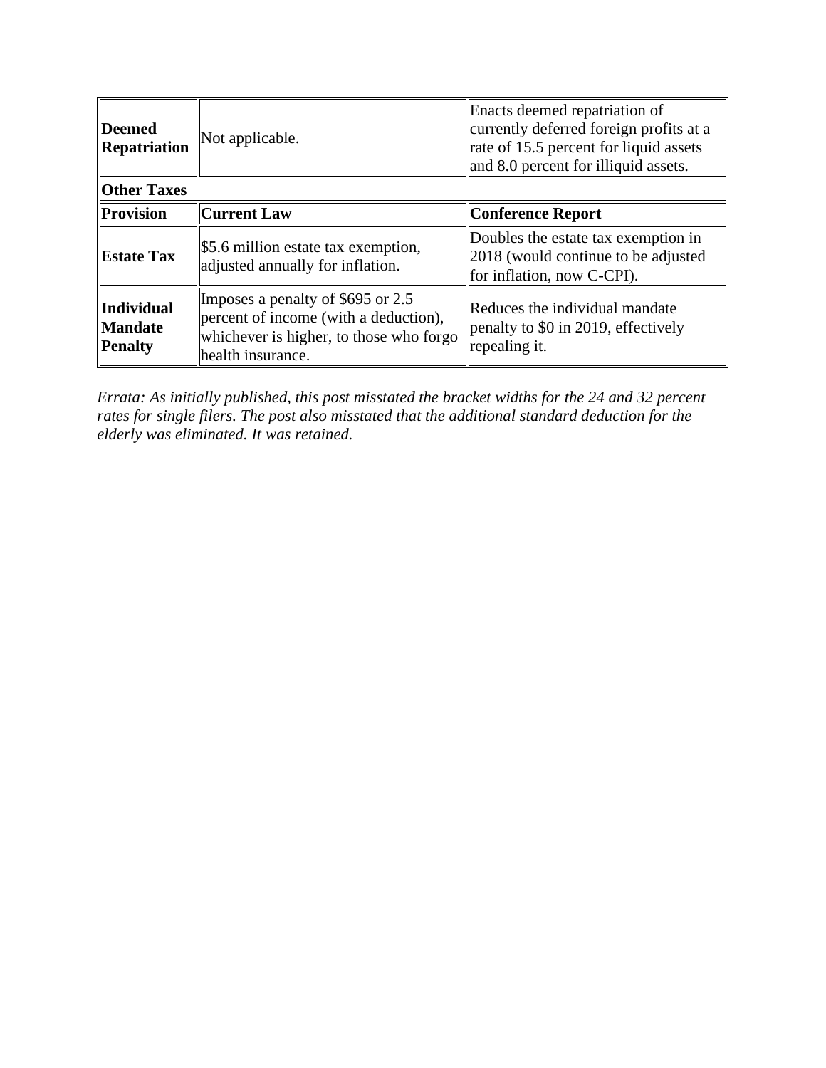| | | |
|---|---|---|
| **Deemed Repatriation** | Not applicable. | Enacts deemed repatriation of currently deferred foreign profits at a rate of 15.5 percent for liquid assets and 8.0 percent for illiquid assets. |
| **Other Taxes** | | |
| **Provision** | **Current Law** | **Conference Report** |
| **Estate Tax** | $5.6 million estate tax exemption, adjusted annually for inflation. | Doubles the estate tax exemption in 2018 (would continue to be adjusted for inflation, now C-CPI). |
| **Individual Mandate Penalty** | Imposes a penalty of $695 or 2.5 percent of income (with a deduction), whichever is higher, to those who forgo health insurance. | Reduces the individual mandate penalty to $0 in 2019, effectively repealing it. |

*Errata: As initially published, this post misstated the bracket widths for the 24 and 32 percent rates for single filers. The post also misstated that the additional standard deduction for the elderly was eliminated. It was retained.*